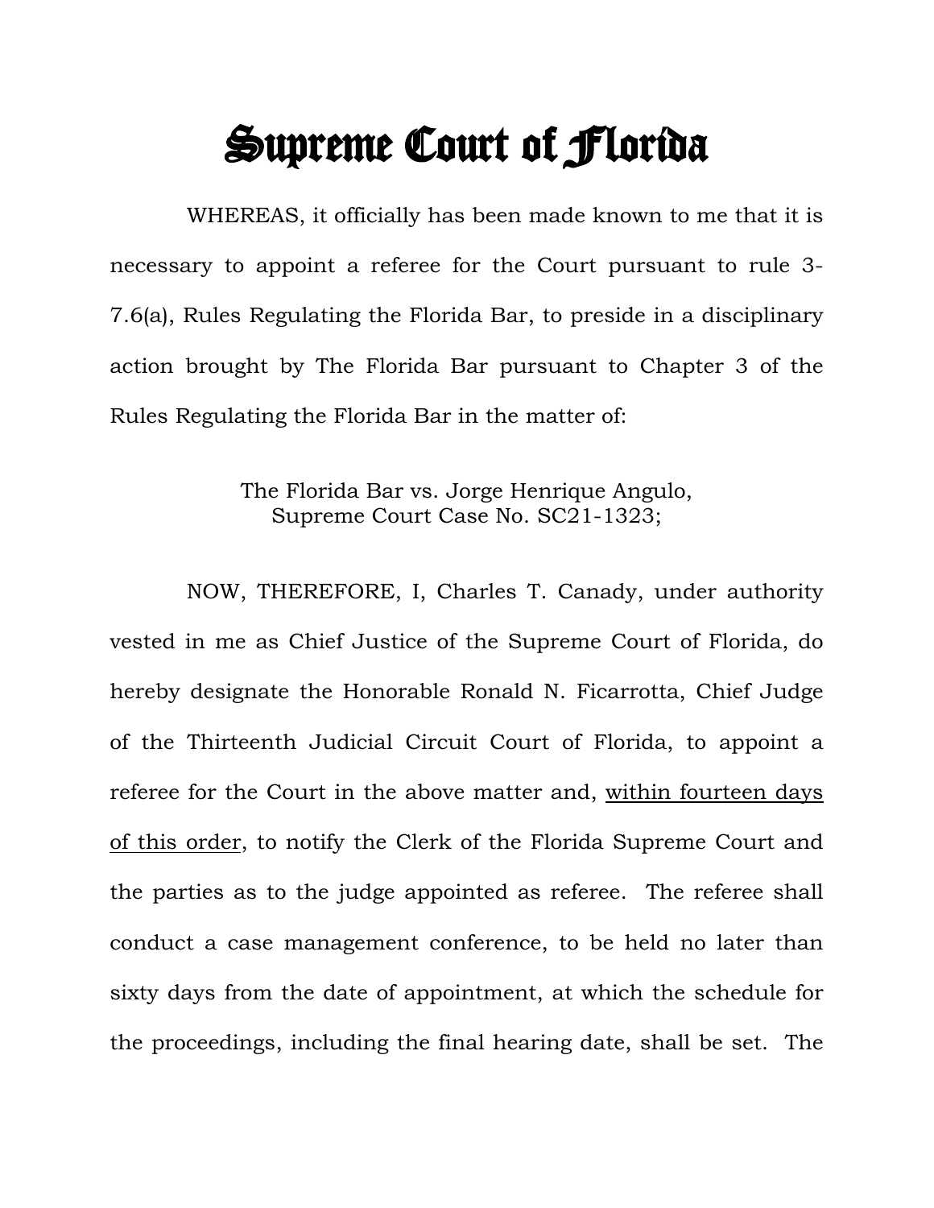# Supreme Court of Florida

WHEREAS, it officially has been made known to me that it is necessary to appoint a referee for the Court pursuant to rule 3-7.6(a), Rules Regulating the Florida Bar, to preside in a disciplinary action brought by The Florida Bar pursuant to Chapter 3 of the Rules Regulating the Florida Bar in the matter of:

The Florida Bar vs. Jorge Henrique Angulo,
Supreme Court Case No. SC21-1323;

NOW, THEREFORE, I, Charles T. Canady, under authority vested in me as Chief Justice of the Supreme Court of Florida, do hereby designate the Honorable Ronald N. Ficarrotta, Chief Judge of the Thirteenth Judicial Circuit Court of Florida, to appoint a referee for the Court in the above matter and, <u>within fourteen days of this order</u>, to notify the Clerk of the Florida Supreme Court and the parties as to the judge appointed as referee. The referee shall conduct a case management conference, to be held no later than sixty days from the date of appointment, at which the schedule for the proceedings, including the final hearing date, shall be set. The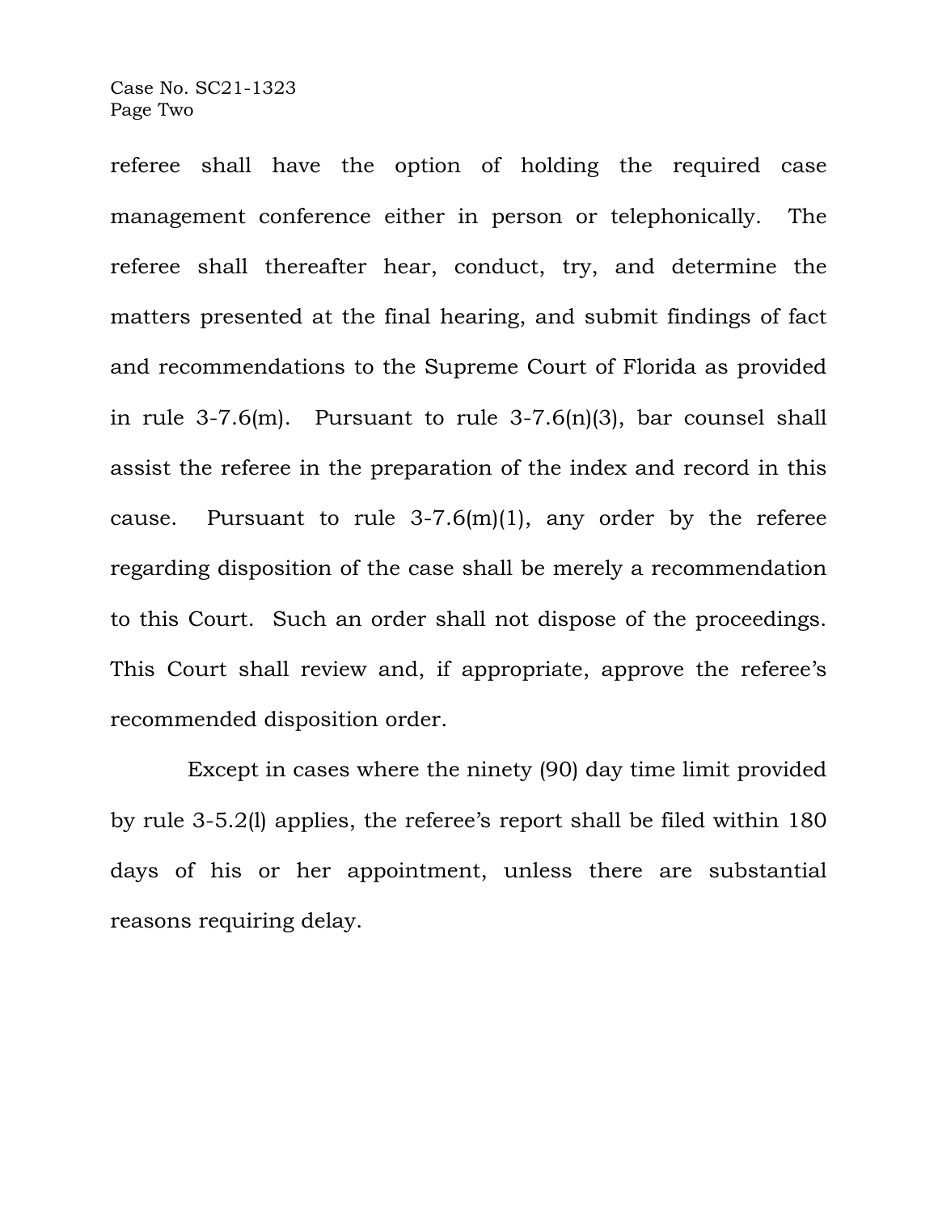referee shall have the option of holding the required case management conference either in person or telephonically. The referee shall thereafter hear, conduct, try, and determine the matters presented at the final hearing, and submit findings of fact and recommendations to the Supreme Court of Florida as provided in rule 3-7.6(m). Pursuant to rule 3-7.6(n)(3), bar counsel shall assist the referee in the preparation of the index and record in this cause. Pursuant to rule 3-7.6(m)(1), any order by the referee regarding disposition of the case shall be merely a recommendation to this Court. Such an order shall not dispose of the proceedings. This Court shall review and, if appropriate, approve the referee's recommended disposition order.

Except in cases where the ninety (90) day time limit provided by rule 3-5.2(l) applies, the referee's report shall be filed within 180 days of his or her appointment, unless there are substantial reasons requiring delay.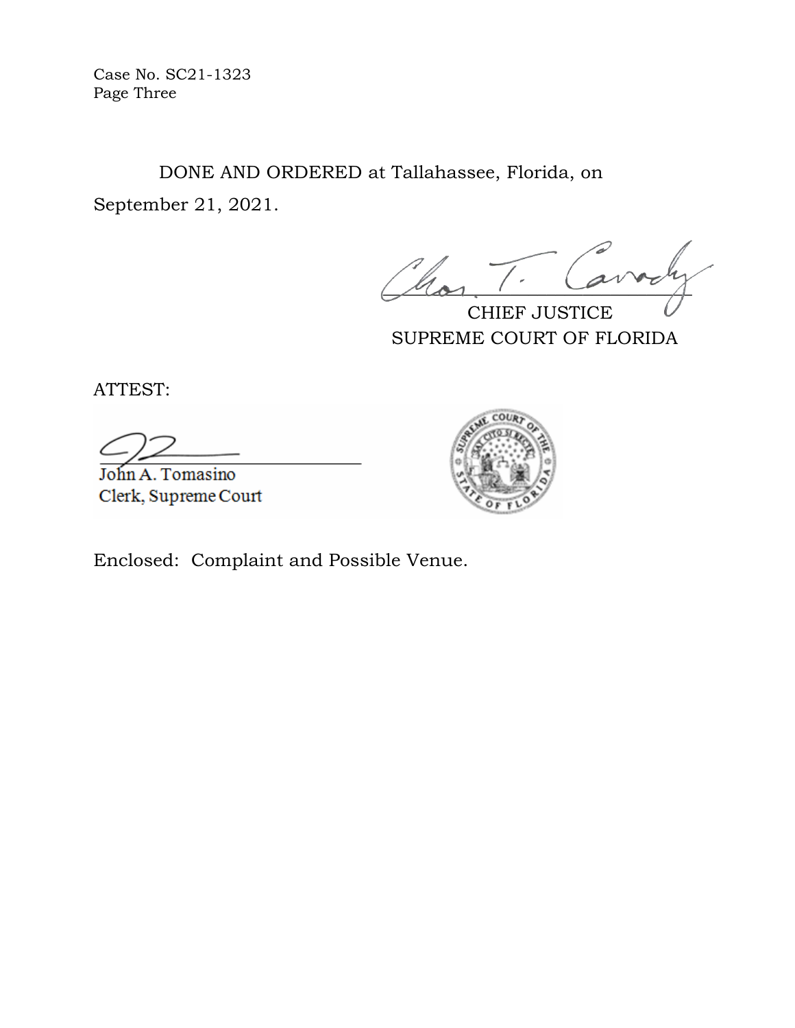DONE AND ORDERED at Tallahassee, Florida, on September 21, 2021.

CHIEF JUSTICE
SUPREME COURT OF FLORIDA

ATTEST:

John A. Tomasino
Clerk, Supreme Court

Enclosed: Complaint and Possible Venue.